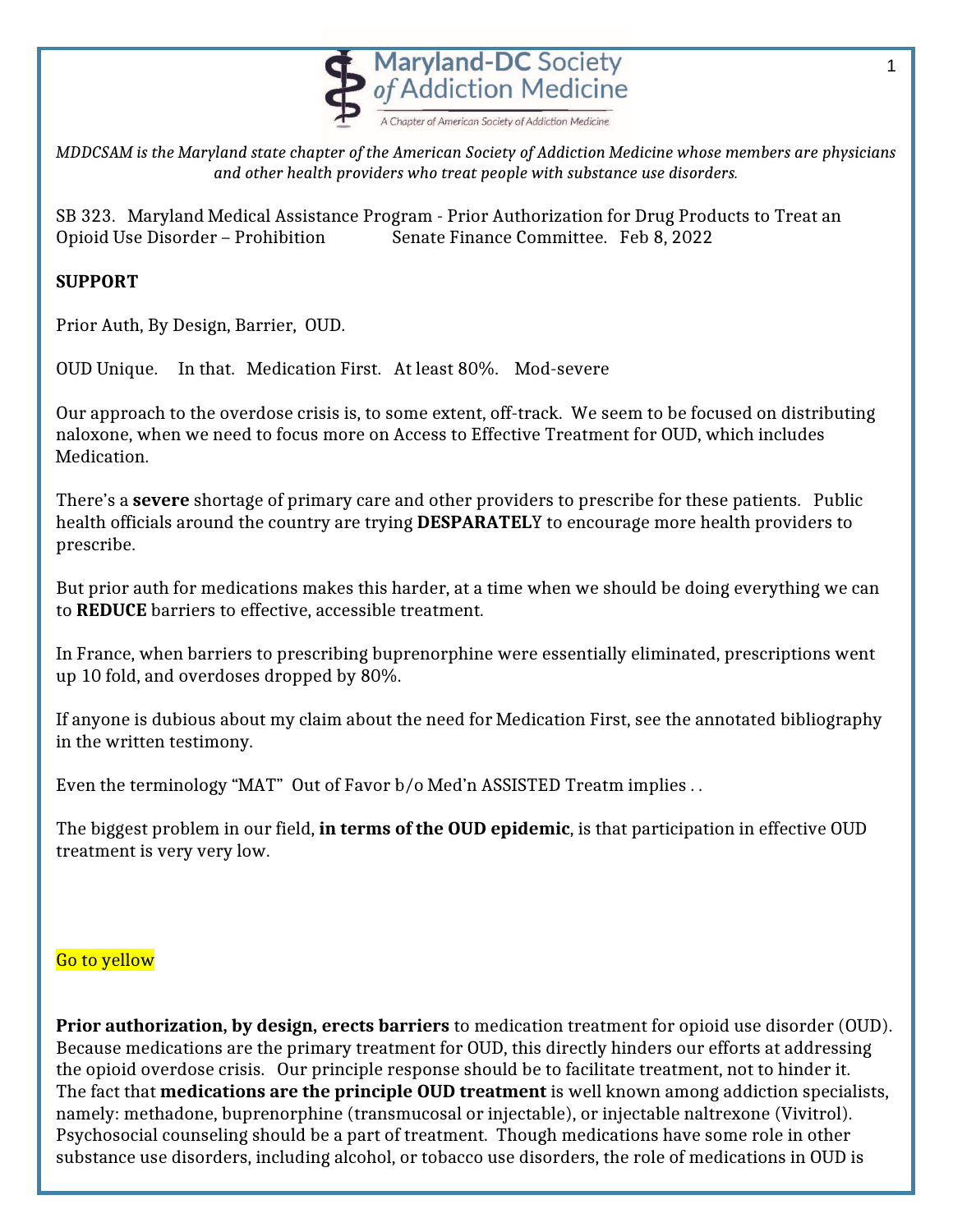Maryland-DC Society *of* Addiction Medicine

A Chapter of American Society of Addiction Medicine

*MDDCSAM is the Maryland state chapter of the American Society of Addiction Medicine whose members are physicians and other health providers who treat people with substance use disorders.*

SB 323. Maryland Medical Assistance Program - Prior Authorization for Drug Products to Treat an Opioid Use Disorder – Prohibition Senate Finance Committee. Feb 8, 2022

**SUPPORT**

Prior Auth, By Design, Barrier, OUD.

OUD Unique. In that. Medication First. At least 80%. Mod-severe

Our approach to the overdose crisis is, to some extent, off-track. We seem to be focused on distributing naloxone, when we need to focus more on Access to Effective Treatment for OUD, which includes Medication.

There's a **severe** shortage of primary care and other providers to prescribe for these patients. Public health officials around the country are trying **DESPARATEL**Y to encourage more health providers to prescribe.

But prior auth for medications makes this harder, at a time when we should be doing everything we can to **REDUCE** barriers to effective, accessible treatment.

In France, when barriers to prescribing buprenorphine were essentially eliminated, prescriptions went up 10 fold, and overdoses dropped by 80%.

If anyone is dubious about my claim about the need for Medication First, see the annotated bibliography in the written testimony.

Even the terminology "MAT" Out of Favor b/o Med'n ASSISTED Treatm implies . .

The biggest problem in our field, **in terms of the OUD epidemic**, is that participation in effective OUD treatment is very very low.

Go to yellow

**Prior authorization, by design, erects barriers** to medication treatment for opioid use disorder (OUD). Because medications are the primary treatment for OUD, this directly hinders our efforts at addressing the opioid overdose crisis. Our principle response should be to facilitate treatment, not to hinder it. The fact that **medications are the principle OUD treatment** is well known among addiction specialists, namely: methadone, buprenorphine (transmucosal or injectable), or injectable naltrexone (Vivitrol). Psychosocial counseling should be a part of treatment. Though medications have some role in other substance use disorders, including alcohol, or tobacco use disorders, the role of medications in OUD is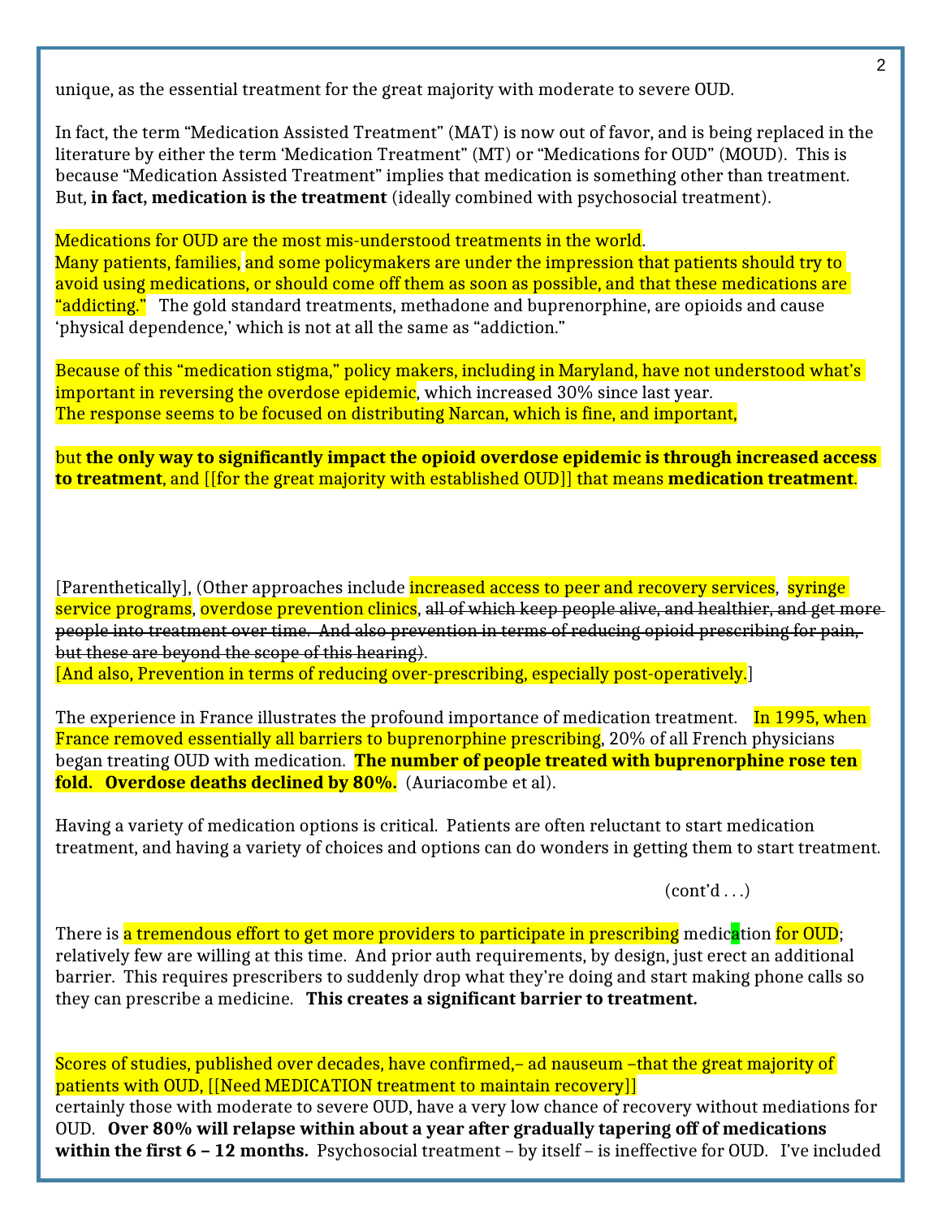unique, as the essential treatment for the great majority with moderate to severe OUD.

In fact, the term "Medication Assisted Treatment" (MAT) is now out of favor, and is being replaced in the literature by either the term 'Medication Treatment" (MT) or "Medications for OUD" (MOUD). This is because "Medication Assisted Treatment" implies that medication is something other than treatment. But, **in fact, medication is the treatment** (ideally combined with psychosocial treatment).

Medications for OUD are the most mis-understood treatments in the world.
Many patients, families, and some policymakers are under the impression that patients should try to avoid using medications, or should come off them as soon as possible, and that these medications are "addicting." The gold standard treatments, methadone and buprenorphine, are opioids and cause 'physical dependence,' which is not at all the same as "addiction."

Because of this "medication stigma," policy makers, including in Maryland, have not understood what's important in reversing the overdose epidemic, which increased 30% since last year.
The response seems to be focused on distributing Narcan, which is fine, and important,

but **the only way to significantly impact the opioid overdose epidemic is through increased access to treatment**, and [[for the great majority with established OUD]] that means **medication treatment**.

[Parenthetically], (Other approaches include increased access to peer and recovery services, syringe service programs, overdose prevention clinics, ~~all of which keep people alive, and healthier, and get more people into treatment over time. And also prevention in terms of reducing opioid prescribing for pain, but these are beyond the scope of this hearing~~).
[And also, Prevention in terms of reducing over-prescribing, especially post-operatively.]

The experience in France illustrates the profound importance of medication treatment. In 1995, when France removed essentially all barriers to buprenorphine prescribing, 20% of all French physicians began treating OUD with medication. **The number of people treated with buprenorphine rose ten fold. Overdose deaths declined by 80%.** (Auriacombe et al).

Having a variety of medication options is critical. Patients are often reluctant to start medication treatment, and having a variety of choices and options can do wonders in getting them to start treatment.

(cont'd . . .)

There is a tremendous effort to get more providers to participate in prescribing medication for OUD; relatively few are willing at this time. And prior auth requirements, by design, just erect an additional barrier. This requires prescribers to suddenly drop what they're doing and start making phone calls so they can prescribe a medicine. **This creates a significant barrier to treatment.**

Scores of studies, published over decades, have confirmed,– ad nauseum –that the great majority of patients with OUD, [[Need MEDICATION treatment to maintain recovery]]
certainly those with moderate to severe OUD, have a very low chance of recovery without mediations for OUD. **Over 80% will relapse within about a year after gradually tapering off of medications within the first 6 – 12 months.** Psychosocial treatment – by itself – is ineffective for OUD. I've included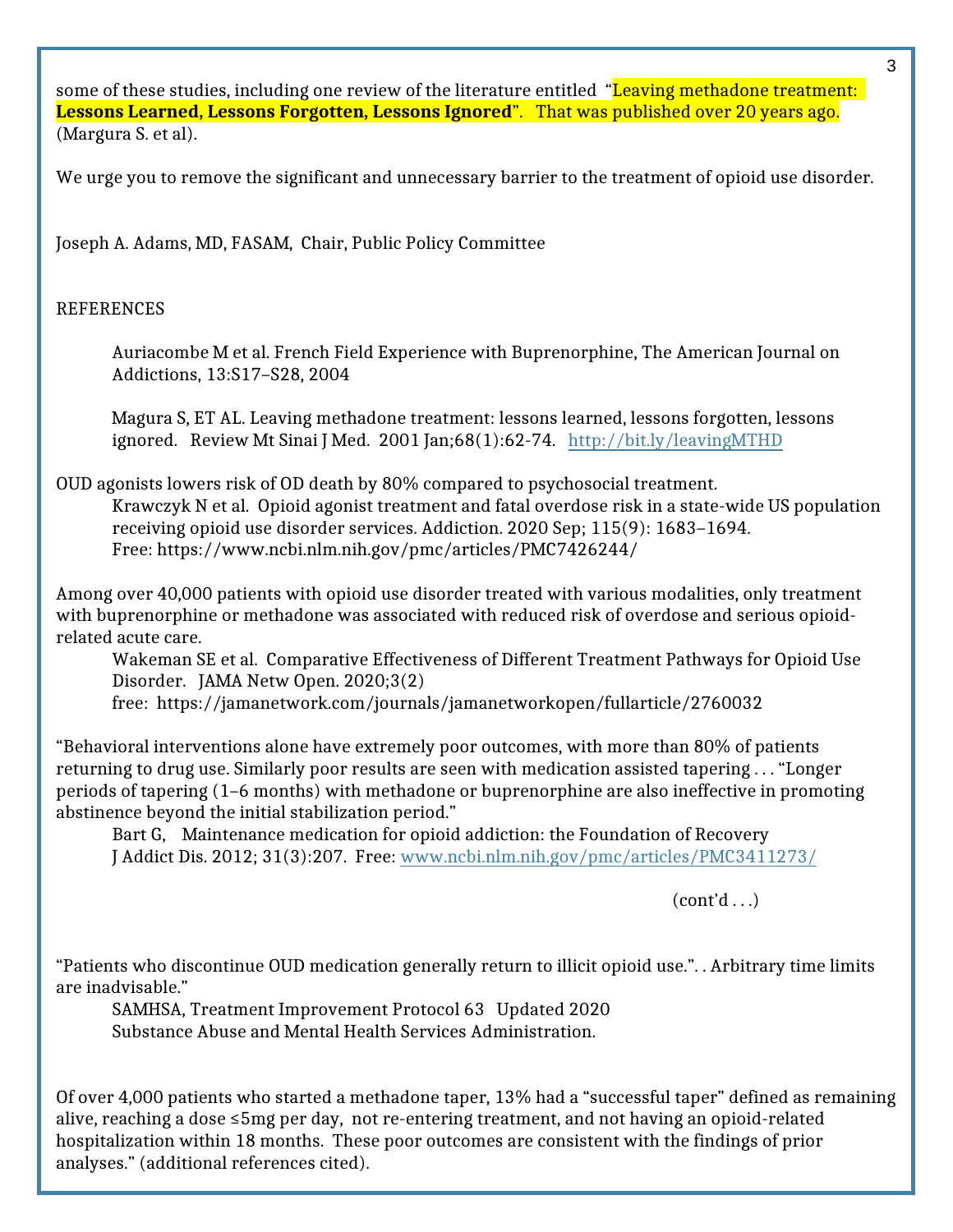some of these studies, including one review of the literature entitled "**Leaving methadone treatment: Lessons Learned, Lessons Forgotten, Lessons Ignored**". That was published over 20 years ago. (Margura S. et al).

We urge you to remove the significant and unnecessary barrier to the treatment of opioid use disorder.

Joseph A. Adams, MD, FASAM, Chair, Public Policy Committee

REFERENCES

> Auriacombe M et al. French Field Experience with Buprenorphine, The American Journal on Addictions, 13:S17–S28, 2004
>
> Magura S, ET AL. Leaving methadone treatment: lessons learned, lessons forgotten, lessons ignored. Review Mt Sinai J Med. 2001 Jan;68(1):62-74. [http://bit.ly/leavingMTHD](http://bit.ly/leavingMTHD)

OUD agonists lowers risk of OD death by 80% compared to psychosocial treatment.

> Krawczyk N et al. Opioid agonist treatment and fatal overdose risk in a state-wide US population receiving opioid use disorder services. Addiction. 2020 Sep; 115(9): 1683–1694.
> Free: https://www.ncbi.nlm.nih.gov/pmc/articles/PMC7426244/

Among over 40,000 patients with opioid use disorder treated with various modalities, only treatment with buprenorphine or methadone was associated with reduced risk of overdose and serious opioid-related acute care.

> Wakeman SE et al. Comparative Effectiveness of Different Treatment Pathways for Opioid Use Disorder. JAMA Netw Open. 2020;3(2)
> free: https://jamanetwork.com/journals/jamanetworkopen/fullarticle/2760032

"Behavioral interventions alone have extremely poor outcomes, with more than 80% of patients returning to drug use. Similarly poor results are seen with medication assisted tapering . . . "Longer periods of tapering (1–6 months) with methadone or buprenorphine are also ineffective in promoting abstinence beyond the initial stabilization period."

> Bart G, Maintenance medication for opioid addiction: the Foundation of Recovery
> J Addict Dis. 2012; 31(3):207. Free: [www.ncbi.nlm.nih.gov/pmc/articles/PMC3411273/](http://www.ncbi.nlm.nih.gov/pmc/articles/PMC3411273/)

(cont'd . . .)

"Patients who discontinue OUD medication generally return to illicit opioid use.". . Arbitrary time limits are inadvisable."

> SAMHSA, Treatment Improvement Protocol 63 Updated 2020
> Substance Abuse and Mental Health Services Administration.

Of over 4,000 patients who started a methadone taper, 13% had a "successful taper" defined as remaining alive, reaching a dose ≤5mg per day, not re-entering treatment, and not having an opioid-related hospitalization within 18 months. These poor outcomes are consistent with the findings of prior analyses." (additional references cited).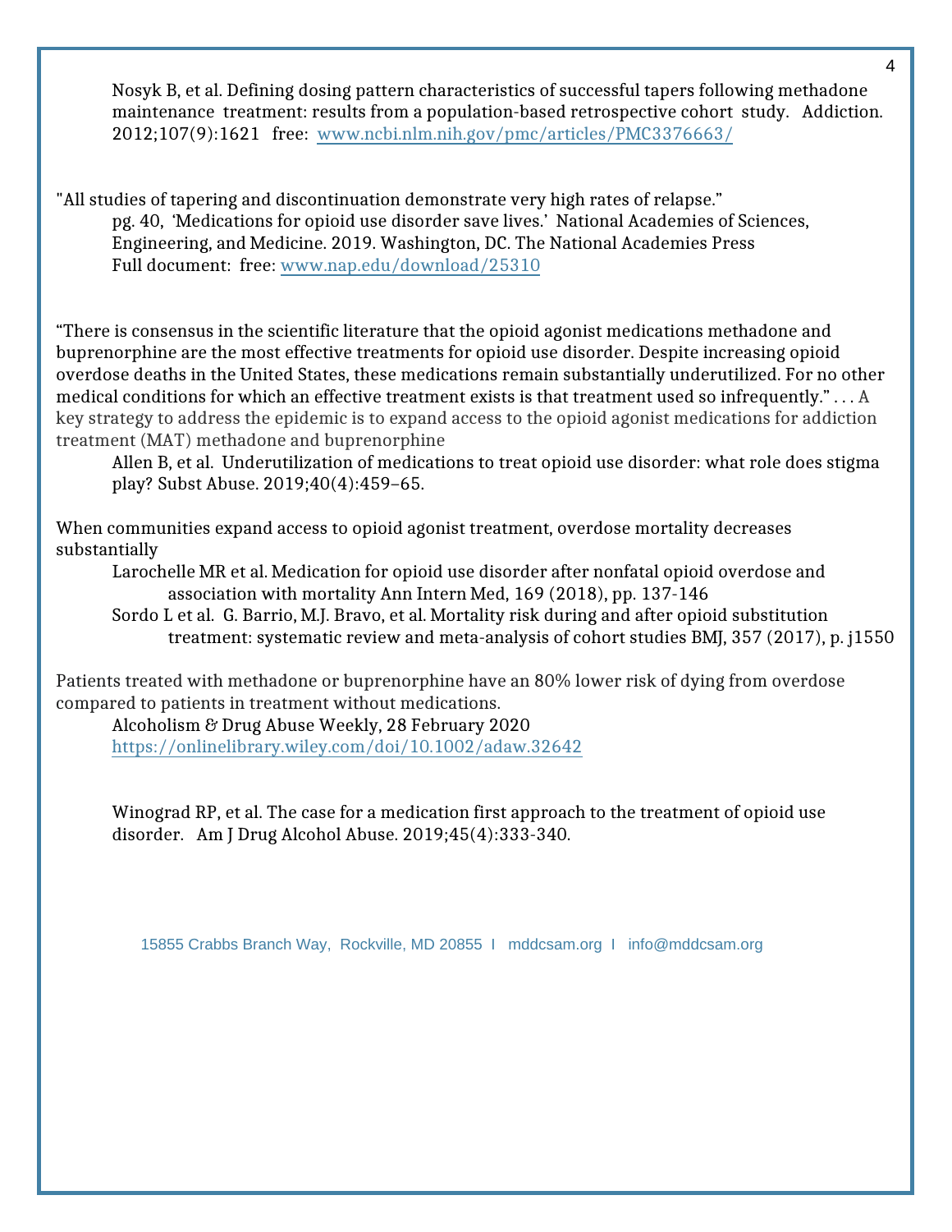Nosyk B, et al. Defining dosing pattern characteristics of successful tapers following methadone maintenance treatment: results from a population-based retrospective cohort study. Addiction. 2012;107(9):1621 free: [www.ncbi.nlm.nih.gov/pmc/articles/PMC3376663/](www.ncbi.nlm.nih.gov/pmc/articles/PMC3376663/)

"All studies of tapering and discontinuation demonstrate very high rates of relapse."

pg. 40, 'Medications for opioid use disorder save lives.' National Academies of Sciences, Engineering, and Medicine. 2019. Washington, DC. The National Academies Press
Full document: free: [www.nap.edu/download/25310](www.nap.edu/download/25310)

"There is consensus in the scientific literature that the opioid agonist medications methadone and buprenorphine are the most effective treatments for opioid use disorder. Despite increasing opioid overdose deaths in the United States, these medications remain substantially underutilized. For no other medical conditions for which an effective treatment exists is that treatment used so infrequently." . . . A key strategy to address the epidemic is to expand access to the opioid agonist medications for addiction treatment (MAT) methadone and buprenorphine

Allen B, et al. Underutilization of medications to treat opioid use disorder: what role does stigma play? Subst Abuse. 2019;40(4):459–65.

When communities expand access to opioid agonist treatment, overdose mortality decreases substantially

Larochelle MR et al. Medication for opioid use disorder after nonfatal opioid overdose and association with mortality Ann Intern Med, 169 (2018), pp. 137-146

Sordo L et al. G. Barrio, M.J. Bravo, et al. Mortality risk during and after opioid substitution treatment: systematic review and meta-analysis of cohort studies BMJ, 357 (2017), p. j1550

Patients treated with methadone or buprenorphine have an 80% lower risk of dying from overdose compared to patients in treatment without medications.

Alcoholism & Drug Abuse Weekly, 28 February 2020
[https://onlinelibrary.wiley.com/doi/10.1002/adaw.32642](https://onlinelibrary.wiley.com/doi/10.1002/adaw.32642)

Winograd RP, et al. The case for a medication first approach to the treatment of opioid use disorder. Am J Drug Alcohol Abuse. 2019;45(4):333-340.

15855 Crabbs Branch Way, Rockville, MD 20855 I mddcsam.org I info@mddcsam.org